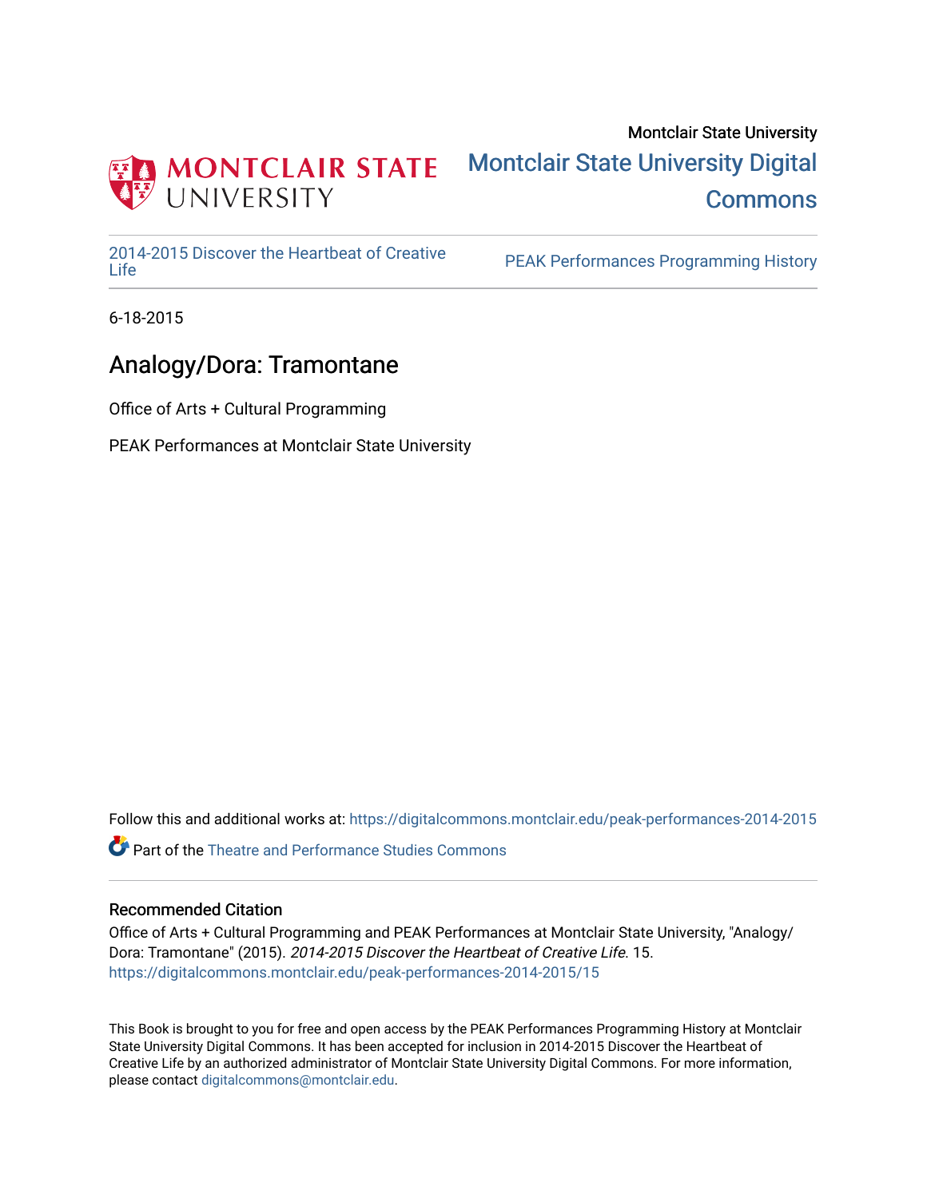Montclair State University

Montclair State University Digital Commons

2014-2015 Discover the Heartbeat of Creative Life

PEAK Performances Programming History

6-18-2015

# Analogy/Dora: Tramontane

Office of Arts + Cultural Programming

PEAK Performances at Montclair State University

Follow this and additional works at: https://digitalcommons.montclair.edu/peak-performances-2014-2015

Part of the Theatre and Performance Studies Commons

## Recommended Citation

Office of Arts + Cultural Programming and PEAK Performances at Montclair State University, "Analogy/Dora: Tramontane" (2015). *2014-2015 Discover the Heartbeat of Creative Life*. 15.
https://digitalcommons.montclair.edu/peak-performances-2014-2015/15

This Book is brought to you for free and open access by the PEAK Performances Programming History at Montclair State University Digital Commons. It has been accepted for inclusion in 2014-2015 Discover the Heartbeat of Creative Life by an authorized administrator of Montclair State University Digital Commons. For more information, please contact digitalcommons@montclair.edu.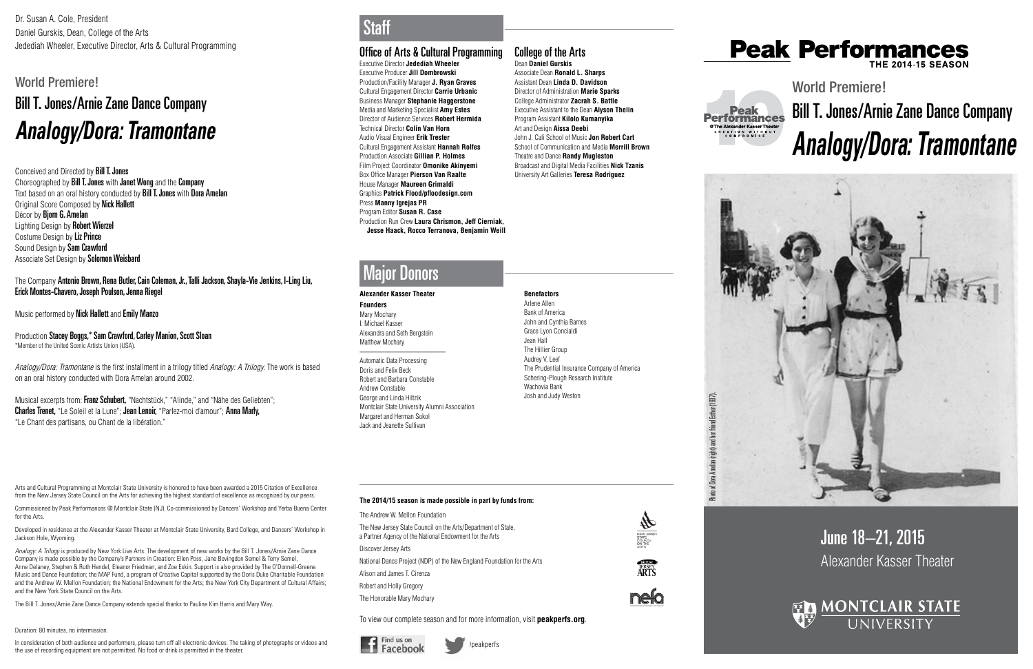Dr. Susan A. Cole, President
Daniel Gurskis, Dean, College of the Arts
Jedediah Wheeler, Executive Director, Arts & Cultural Programming

## World Premiere!

## Bill T. Jones/Arnie Zane Dance Company

# *Analogy/Dora: Tramontane*

Conceived and Directed by **Bill T. Jones**
Choreographed by **Bill T. Jones** with **Janet Wong** and the **Company**
Text based on an oral history conducted by **Bill T. Jones** with **Dora Amelan**
Original Score Composed by **Nick Hallett**
Décor by **Bjorn G. Amelan**
Lighting Design by **Robert Wierzel**
Costume Design by **Liz Prince**
Sound Design by **Sam Crawford**
Associate Set Design by **Solomon Weisbard**

The Company **Antonio Brown, Rena Butler, Cain Coleman, Jr., Talli Jackson, Shayla-Vie Jenkins, I-Ling Liu, Erick Montes-Chavero, Joseph Poulson, Jenna Riegel**

Music performed by **Nick Hallett** and **Emily Manzo**

Production **Stacey Boggs,* Sam Crawford, Carley Manion, Scott Sloan**
*Member of the United Scenic Artists Union (USA).

*Analogy/Dora: Tramontane* is the first installment in a trilogy titled *Analogy: A Trilogy*. The work is based on an oral history conducted with Dora Amelan around 2002.

Musical excerpts from: **Franz Schubert,** "Nachtstück," "Alinde," and "Nähe des Geliebten"; **Charles Trenet,** "Le Soleil et la Lune"; **Jean Lenoir,** "Parlez-moi d'amour"; **Anna Marly,** "Le Chant des partisans, ou Chant de la libération."

Arts and Cultural Programming at Montclair State University is honored to have been awarded a 2015 Citation of Excellence from the New Jersey State Council on the Arts for achieving the highest standard of excellence as recognized by our peers.

Commissioned by Peak Performances @ Montclair State (NJ). Co-commissioned by Dancers' Workshop and Yerba Buena Center for the Arts.

Developed in residence at the Alexander Kasser Theater at Montclair State University, Bard College, and Dancers' Workshop in Jackson Hole, Wyoming.

*Analogy: A Trilogy* is produced by New York Live Arts. The development of new works by the Bill T. Jones/Arnie Zane Dance Company is made possible by the Company's Partners in Creation: Ellen Poss, Jane Bovingdon Semel & Terry Semel, Anne Delaney, Stephen & Ruth Hendel, Eleanor Friedman, and Zoe Eskin. Support is also provided by The O'Donnell-Greene Music and Dance Foundation; the MAP Fund, a program of Creative Capital supported by the Doris Duke Charitable Foundation and the Andrew W. Mellon Foundation; the National Endowment for the Arts; the New York City Department of Cultural Affairs; and the New York State Council on the Arts.

The Bill T. Jones/Arnie Zane Dance Company extends special thanks to Pauline Kim Harris and Mary Way.

Duration: 80 minutes, no intermission.

In consideration of both audience and performers, please turn off all electronic devices. The taking of photographs or videos and the use of recording equipment are not permitted. No food or drink is permitted in the theater.

## Staff

### Office of Arts & Cultural Programming

Executive Director **Jedediah Wheeler**
Executive Producer **Jill Dombrowski**
Production/Facility Manager **J. Ryan Graves**
Cultural Engagement Director **Carrie Urbanic**
Business Manager **Stephanie Haggerstone**
Media and Marketing Specialist **Amy Estes**
Director of Audience Services **Robert Hermida**
Technical Director **Colin Van Horn**
Audio Visual Engineer **Erik Trester**
Cultural Engagement Assistant **Hannah Rolfes**
Production Associate **Gillian P. Holmes**
Film Project Coordinator **Omonike Akinyemi**
Box Office Manager **Pierson Van Raalte**
House Manager **Maureen Grimaldi**
Graphics **Patrick Flood/pfloodesign.com**
Press **Manny Igrejas PR**
Program Editor **Susan R. Case**
Production Run Crew **Laura Chrismon, Jeff Cierniak, Jesse Haack, Rocco Terranova, Benjamin Weill**

### College of the Arts

Dean **Daniel Gurskis**
Associate Dean **Ronald L. Sharps**
Assistant Dean **Linda D. Davidson**
Director of Administration **Marie Sparks**
College Administrator **Zacrah S. Battle**
Executive Assistant to the Dean **Alyson Thelin**
Program Assistant **Kilolo Kumanyika**
Art and Design **Aissa Deebi**
John J. Cali School of Music **Jon Robert Cart**
School of Communication and Media **Merrill Brown**
Theatre and Dance **Randy Mugleston**
Broadcast and Digital Media Facilities **Nick Tzanis**
University Art Galleries **Teresa Rodriguez**

## Major Donors

**Alexander Kasser Theater**

**Founders**
Mary Mochary
I. Michael Kasser
Alexandra and Seth Bergstein
Matthew Mochary

Automatic Data Processing
Doris and Felix Beck
Robert and Barbara Constable
Andrew Constable
George and Linda Hiltzik
Montclair State University Alumni Association
Margaret and Herman Sokol
Jack and Jeanette Sullivan

**Benefactors**
Arlene Allen
Bank of America
John and Cynthia Barnes
Grace Lyon Concialdi
Jean Hall
The Hillier Group
Audrey V. Leef
The Prudential Insurance Company of America
Schering-Plough Research Institute
Wachovia Bank
Josh and Judy Weston

**The 2014/15 season is made possible in part by funds from:**

The Andrew W. Mellon Foundation
The New Jersey State Council on the Arts/Department of State, a Partner Agency of the National Endowment for the Arts
Discover Jersey Arts
National Dance Project (NDP) of the New England Foundation for the Arts
Alison and James T. Cirenza
Robert and Holly Gregory
The Honorable Mary Mochary

To view our complete season and for more information, visit **peakperfs.org**.

Find us on Facebook · @peakperfs

# Peak Performances
THE 2014-15 SEASON

10 Peak Performances @ The Alexander Kasser Theater — CREATION WITHOUT COMPROMISE

## World Premiere!

## Bill T. Jones/Arnie Zane Dance Company

# *Analogy/Dora: Tramontane*

Photo of Dora Amelan (right) and her friend Esther (1937).

## June 18–21, 2015
Alexander Kasser Theater

MONTCLAIR STATE UNIVERSITY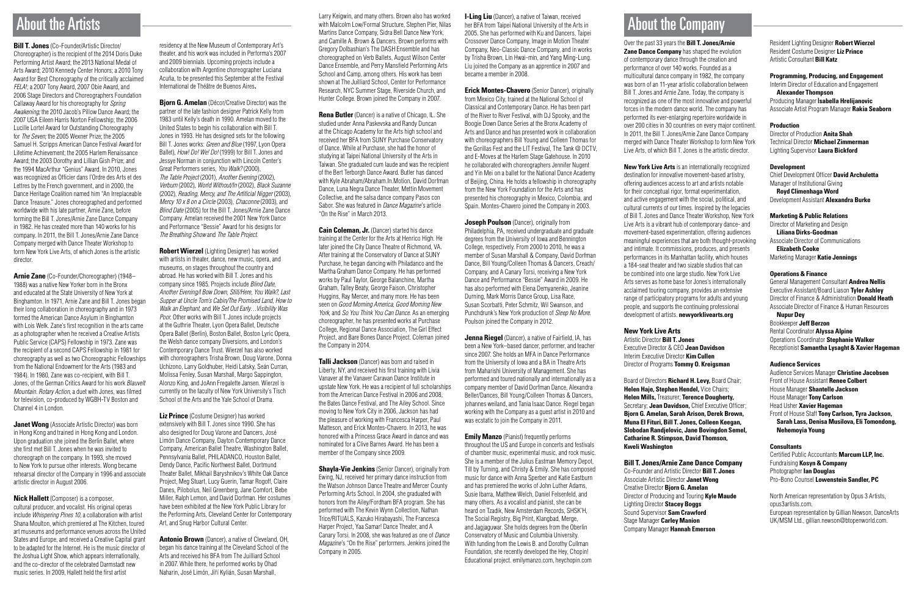# About the Artists

**Bill T. Jones** (Co-Founder/Artistic Director/ Choreographer) is the recipient of the 2014 Doris Duke Performing Artist Award; the 2013 National Medal of Arts Award; 2010 Kennedy Center Honors; a 2010 Tony Award for Best Choreography of the critically acclaimed *FELA!*; a 2007 Tony Award, 2007 Obie Award, and 2006 Stage Directors and Choreographers Foundation Callaway Award for his choreography for *Spring Awakening*; the 2010 Jacob's Pillow Dance Award; the 2007 USA Eileen Harris Norton Fellowship; the 2006 Lucille Lortel Award for Outstanding Choreography for *The Seven*; the 2005 Wexner Prize; the 2005 Samuel H. Scripps American Dance Festival Award for Lifetime Achievement; the 2005 Harlem Renaissance Award; the 2003 Dorothy and Lillian Gish Prize; and the 1994 MacArthur "Genius" Award. In 2010, Jones was recognized as Officier dans l'Ordre des Arts et des Lettres by the French government, and in 2000, the Dance Heritage Coalition named him "An Irreplaceable Dance Treasure." Jones choreographed and performed worldwide with his late partner, Arnie Zane, before forming the Bill T. Jones/Arnie Zane Dance Company in 1982. He has created more than 140 works for his company. In 2011, the Bill T. Jones/Arnie Zane Dance Company merged with Dance Theater Workshop to form New York Live Arts, of which Jones is the artistic director.

**Arnie Zane** (Co-Founder/Choreographer) (1948–1988) was a native New Yorker born in the Bronx and educated at the State University of New York at Binghamton. In 1971, Arnie Zane and Bill T. Jones began their long collaboration in choreography and in 1973 formed the American Dance Asylum in Binghamton with Lois Welk. Zane's first recognition in the arts came as a photographer when he received a Creative Artists Public Service (CAPS) Fellowship in 1973. Zane was the recipient of a second CAPS Fellowship in 1981 for choreography as well as two Choreographic Fellowships from the National Endowment for the Arts (1983 and 1984). In 1980, Zane was co-recipient, with Bill T. Jones, of the German Critics Award for his work *Blauvelt Mountain*. *Rotary Action*, a duet with Jones, was filmed for television, co-produced by WGBH-TV Boston and Channel 4 in London.

**Janet Wong** (Associate Artistic Director) was born in Hong Kong and trained in Hong Kong and London. Upon graduation she joined the Berlin Ballet, where she first met Bill T. Jones when he was invited to choreograph on the company. In 1993, she moved to New York to pursue other interests. Wong became rehearsal director of the Company in 1996 and associate artistic director in August 2006.

**Nick Hallett** (Composer) is a composer, cultural producer, and vocalist. His original operas include *Whispering Pines 10*, a collaboration with artist Shana Moulton, which premiered at The Kitchen, toured art museums and performance venues across the United States and Europe, and received a Creative Capital grant to be adapted for the Internet. He is the music director of the Joshua Light Show, which appears internationally, and the co-director of the celebrated Darmstadt new music series. In 2009, Hallett held the first artist residency at the New Museum of Contemporary Art's theater, and his work was included in Performa's 2007 and 2009 biennials. Upcoming projects include a collaboration with Argentine choreographer Luciana Acuña, to be presented this September at the Festival International de Théâtre de Buenos Aires**.**

**Bjorn G. Amelan** (Décor/Creative Director) was the partner of the late fashion designer Patrick Kelly from 1983 until Kelly's death in 1990. Amelan moved to the United States to begin his collaboration with Bill T. Jones in 1993. He has designed sets for the following Bill T. Jones works: *Green and Blue* (1997, Lyon Opera Ballet), *How! Do! We! Do!* (1999) for Bill T. Jones and Jessye Norman in conjunction with Lincoln Center's Great Performers series, *You Walk?* (2000), *The Table Project* (2001), *Another Evening* (2002), *Verbum* (2002), *World Without/In* (2002), *Black Suzanne* (2002), *Reading, Mercy, and The Artificial Nigger* (2003), *Mercy 10 x 8 on a Circle* (2003), *Chaconne* (2003), and *Blind Date* (2005) for the Bill T. Jones/Arnie Zane Dance Company. Amelan received the 2001 New York Dance and Performance "Bessie" Award for his designs for *The Breathing Show* and *The Table Project*.

**Robert Wierzel** (Lighting Designer) has worked with artists in theater, dance, new music, opera, and museums, on stages throughout the country and abroad. He has worked with Bill T. Jones and his company since 1985. Projects include *Blind Date*, *Another Evening/I Bow Down*, *Still/Here*, *You Walk?*, *Last Supper at Uncle Tom's Cabin/The Promised Land*, *How to Walk an Elephant*, and *We Set Out Early…Visibility Was Poor*. Other works with Bill T. Jones include projects at the Guthrie Theater, Lyon Opera Ballet, Deutsche Opera Ballet (Berlin), Boston Ballet, Boston Lyric Opera, the Welsh dance company Diversions, and London's Contemporary Dance Trust. Wierzel has also worked with choreographers Trisha Brown, Doug Varone, Donna Uchizono, Larry Goldhuber, Heidi Latsky, Seán Curran, Molissa Fenley, Susan Marshall, Margo Sappington, Alonzo King, and JoAnn Fregalette Jansen. Wierzel is currently on the faculty of New York University's Tisch School of the Arts and the Yale School of Drama.

**Liz Prince** (Costume Designer) has worked extensively with Bill T. Jones since 1990. She has also designed for Doug Varone and Dancers, José Limón Dance Company, Dayton Contemporary Dance Company, American Ballet Theatre, Washington Ballet, Pennsylvania Ballet, PHILADANCO, Houston Ballet, Dendy Dance, Pacific Northwest Ballet, Dortmund Theater Ballet, Mikhail Baryshnikov's White Oak Dance Project, Meg Stuart, Lucy Guerin, Tamar Rogoff, Claire Danes, Pilobolus, Neil Greenberg, Jane Comfort, Bebe Miller, Ralph Lemon, and David Dorfman. Her costumes have been exhibited at the New York Public Library for the Performing Arts, Cleveland Center for Contemporary Art, and Snug Harbor Cultural Center.

**Antonio Brown** (Dancer), a native of Cleveland, OH, began his dance training at the Cleveland School of the Arts and received his BFA from The Juilliard School in 2007. While there, he performed works by Ohad Naharin, José Limón, Jiří Kylián, Susan Marshall, Larry Keigwin, and many others. Brown also has worked with Malcolm Low/Formal Structure, Stephen Pier, Nilas Martins Dance Company, Sidra Bell Dance New York, and Camille A. Brown & Dancers. Brown performs with Gregory Dolbashian's The DASH Ensemble and has choreographed on Verb Ballets, August Wilson Center Dance Ensemble, and Perry Mansfield Performing Arts School and Camp, among others. His work has been shown at The Juilliard School, Center for Performance Research, NYC Summer Stage, Riverside Church, and Hunter College. Brown joined the Company in 2007.

**Rena Butler** (Dancer) is a native of Chicago, IL. She studied under Anna Paskevska and Randy Duncan at the Chicago Academy for the Arts high school and received her BFA from SUNY Purchase Conservatory of Dance. While at Purchase, she had the honor of studying at Taipei National University of the Arts in Taiwan. She graduated cum laude and was the recipient of the Bert Terborgh Dance Award. Butler has danced with Kyle Abraham/Abraham.In.Motion, David Dorfman Dance, Luna Negra Dance Theater, Mettin Movement Collective, and the salsa dance company Pasos con Sabor. She was featured in *Dance Magazine*'s article "On the Rise" in March 2013.

**Cain Coleman, Jr.** (Dancer) started his dance training at the Center for the Arts at Henrico High. He later joined the City Dance Theatre of Richmond, VA. After training at the Conservatory of Dance at SUNY Purchase, he began dancing with Philadanco and the Martha Graham Dance Company. He has performed works by Paul Taylor, George Balanchine, Martha Graham, Talley Beaty, George Faison, Christopher Huggins, Ray Mercer, and many more. He has been seen on *Good Morning America*, *Good Morning New York*, and *So You Think You Can Dance*. As an emerging choreographer, he has presented works at Purchase College, Regional Dance Association, The Girl Effect Project, and Bare Bones Dance Project. Coleman joined the Company in 2014.

**Talli Jackson** (Dancer) was born and raised in Liberty, NY, and received his first training with Livia Vanaver at the Vanaver Caravan Dance Institute in upstate New York. He was a recipient of full scholarships from the American Dance Festival in 2006 and 2008, the Bates Dance Festival, and The Ailey School. Since moving to New York City in 2006, Jackson has had the pleasure of working with Francesca Harper, Paul Matteson, and Erick Montes-Chavero. In 2013, he was honored with a Princess Grace Award in dance and was nominated for a Clive Barnes Award. He has been a member of the Company since 2009.

**Shayla-Vie Jenkins** (Senior Dancer), originally from Ewing, NJ, received her primary dance instruction from the Watson Johnson Dance Theatre and Mercer County Performing Arts School. In 2004, she graduated with honors from the Ailey/Fordham BFA program. She has performed with The Kevin Wynn Collection, Nathan Trice/RITUALS, Kazuko Hirabayashi, The Francesca Harper Project, Yaa Samar! Dance Theater, and A Canary Torsi. In 2008, she was featured as one of *Dance Magazine*'s "On the Rise" performers. Jenkins joined the Company in 2005.

**I-Ling Liu** (Dancer), a native of Taiwan, received her BFA from Taipei National University of the Arts in 2005. She has performed with Ku and Dancers, Taipei Crossover Dance Company, Image in Motion Theater Company, Neo-Classic Dance Company, and in works by Trisha Brown, Lin Hwai-min, and Yang Ming-Lung. Liu joined the Company as an apprentice in 2007 and became a member in 2008.

**Erick Montes-Chavero** (Senior Dancer), originally from Mexico City, trained at the National School of Classical and Contemporary Dance. He has been part of the River to River Festival, with DJ Spooky, and the Boogie Down Dance Series at the Bronx Academy of Arts and Dance and has presented work in collaboration with choreographers Bill Young and Colleen Thomas for the Gorillas Fest and the LIT Festival, The Tank @ DCTV, and E-Moves at the Harlem Stage Gatehouse. In 2010 he collaborated with choreographers Jennifer Nugent and Yin Mei on a ballet for the National Dance Academy of Beijing, China. He holds a fellowship in choreography from the New York Foundation for the Arts and has presented his choreography in Mexico, Colombia, and Spain. Montes-Chavero joined the Company in 2003.

**Joseph Poulson** (Dancer), originally from Philadelphia, PA, received undergraduate and graduate degrees from the University of Iowa and Bennington College, respectively. From 2000 to 2010, he was a member of Susan Marshall & Company, David Dorfman Dance, Bill Young/Colleen Thomas & Dancers, Creach/ Company, and A Canary Torsi, receiving a New York Dance and Performance "Bessie" Award in 2009. He has also performed with Elena Demyanenko, Jeanine Durning, Mark Morris Dance Group, Lisa Race, Susan Scorbatti, Peter Schmitz, Wil Swanson, and Punchdrunk's New York production of *Sleep No More*. Poulson joined the Company in 2012.

**Jenna Riegel** (Dancer), a native of Fairfield, IA, has been a New York–based dancer, performer, and teacher since 2007. She holds an MFA in Dance Performance from the University of Iowa and a BA in Theatre Arts from Maharishi University of Management. She has performed and toured nationally and internationally as a company member of David Dorfman Dance, Alexandra Beller/Dances, Bill Young/Colleen Thomas & Dancers, johannes weiland, and Tania Isaac Dance. Riegel began working with the Company as a guest artist in 2010 and was ecstatic to join the Company in 2011.

**Emily Manzo** (Pianist) frequently performs throughout the US and Europe in concerts and festivals of chamber music, experimental music, and rock music. She is a member of the Julius Eastman Memory Depot, Till by Turning, and Christy & Emily. She has composed music for dance with Anna Sperber and Katie Eastburn and has premiered the works of John Luther Adams, Susie Ibarra, Matthew Welch, Daniel Felsenfeld, and many others. As a vocalist and pianist, she can be heard on Tzadik, New Amsterdam Records, SHSK'H, The Social Registry, Big Print, Klangbad, Merge, and Jagjaguwar. She holds degrees from the Oberlin Conservatory of Music and Columbia University. With funding from the Lewis B. and Dorothy Cullman Foundation, she recently developed the Hey, Chopin! Educational project. emilymanzo.com, heychopin.com

# About the Company

Over the past 33 years the **Bill T. Jones/Arnie Zane Dance Company** has shaped the evolution of contemporary dance through the creation and performance of over 140 works. Founded as a multicultural dance company in 1982, the company was born of an 11-year artistic collaboration between Bill T. Jones and Arnie Zane. Today, the company is recognized as one of the most innovative and powerful forces in the modern dance world. The company has performed its ever-enlarging repertoire worldwide in over 200 cities in 30 countries on every major continent. In 2011, the Bill T. Jones/Arnie Zane Dance Company merged with Dance Theater Workshop to form New York Live Arts, of which Bill T. Jones is the artistic director.

**New York Live Arts** is an internationally recognized destination for innovative movement-based artistry, offering audiences access to art and artists notable for their conceptual rigor, format experimentation, and active engagement with the social, political, and cultural currents of our times. Inspired by the legacies of Bill T. Jones and Dance Theater Workshop, New York Live Arts is a vibrant hub of contemporary dance- and movement-based experimentation, offering audiences meaningful experiences that are both thought-provoking and intimate. It commissions, produces, and presents performances in its Manhattan facility, which houses a 184-seat theater and two sizable studios that can be combined into one large studio. New York Live Arts serves as home base for Jones's internationally acclaimed touring company, provides an extensive range of participatory programs for adults and young people, and supports the continuing professional development of artists. **newyorklivearts.org**

### New York Live Arts

Artistic Director **Bill T. Jones**
Executive Director & CEO **Jean Davidson**
Interim Executive Director **Kim Cullen**
Director of Programs **Tommy O. Kreigsman**

Board of Directors **Richard H. Levy,** Board Chair; **Helen Haje, Stephen Hendel,** Vice Chairs; **Helen Mills,** Treasurer; **Terence Dougherty,** Secretary; **Jean Davidson,** Chief Executive Officer; **Bjorn G. Amelan, Sarah Arison, Derek Brown, Muna El Fituri, Bill T. Jones, Colleen Keegan, Slobodan Randjelovic, Jane Bovingdon Semel, Catharine R. Stimpson, David Thomson, Kweli Washington**

### Bill T. Jones/Arnie Zane Dance Company

Co-Founder and Artistic Director **Bill T. Jones**
Associate Artistic Director **Janet Wong**
Creative Director **Bjorn G. Amelan**
Director of Producing and Touring **Kyle Maude**
Lighting Director **Stacey Boggs**
Sound Supervisor **Sam Crawford**
Stage Manager **Carley Manion**
Company Manager **Hannah Emerson**

Resident Lighting Designer **Robert Wierzel**
Resident Costume Designer **Liz Prince**
Artistic Consultant **Bill Katz**

### Programming, Producing, and Engagement

Interim Director of Education and Engagement **Alexander Thompson**
Producing Manager **Isabella Hrelijanovic**
Associate Artist Program Manager **Rakia Seaborn**

### Production

Director of Production **Anita Shah**
Technical Director **Michael Zimmerman**
Lighting Supervisor **Laura Bickford**

### Development

Chief Development Officer **David Archuletta**
Manager of Institutional Giving **Royd Climenhaga Word**
Development Assistant **Alexandra Burke**

### Marketing & Public Relations

Director of Marketing and Design **Liliana Dirks-Goodman**
Associate Director of Communications **Elizabeth Cooke**
Marketing Manager **Katie Jennings**

### Operations & Finance

General Management Consultant **Andrea Nellis**
Executive Assistant/Board Liason **Tyler Ashley**
Director of Finance & Administration **Donald Heath**
Associate Director of Finance & Human Resources **Nupur Dey**
Bookkeeper **Jeff Berzon**
Rental Coordinator **Alyssa Alpine**
Operations Coordinator **Stephanie Walker**
Receptionist **Samantha Lysaght & Xavier Hageman**

### Audience Services

Audience Services Manager **Christine Jacobsen**
Front of House Assistant **Renee Colbert**
House Manager **Shantelle Jackson**
House Manager **Tony Carlson**
Head Usher **Xavier Hageman**
Front of House Staff **Tony Carlson, Tyra Jackson, Sarah Lass, Denisa Musilova, Eli Tomondong, Nehemoyia Young**

### Consultants

Certified Public Accountants **Marcum LLP, Inc.**
Fundraising **Kosyn & Company**
Photographer **Ian Douglas**
Pro-Bono Counsel **Lowenstein Sandler, PC**

North American representation by Opus 3 Artists, opus3artists.com.
European representation by Gillian Newson, DanceArts UK/MSM Ltd., gillian.newson@btopenworld.com.